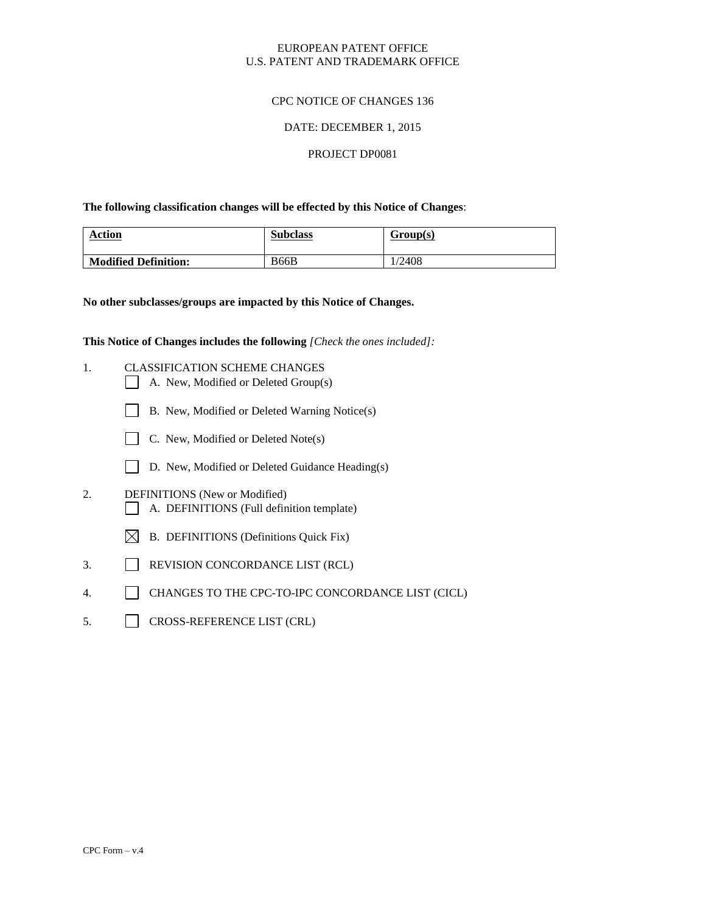EUROPEAN PATENT OFFICE
U.S. PATENT AND TRADEMARK OFFICE

CPC NOTICE OF CHANGES 136

DATE: DECEMBER 1, 2015

PROJECT DP0081

**The following classification changes will be effected by this Notice of Changes**:

| Action | Subclass | Group(s) |
|---|---|---|
| **Modified Definition:** | B66B | 1/2408 |

**No other subclasses/groups are impacted by this Notice of Changes.**

**This Notice of Changes includes the following** *[Check the ones included]:*

1. CLASSIFICATION SCHEME CHANGES
   - ☐ A. New, Modified or Deleted Group(s)
   - ☐ B. New, Modified or Deleted Warning Notice(s)
   - ☐ C. New, Modified or Deleted Note(s)
   - ☐ D. New, Modified or Deleted Guidance Heading(s)
2. DEFINITIONS (New or Modified)
   - ☐ A. DEFINITIONS (Full definition template)
   - ☒ B. DEFINITIONS (Definitions Quick Fix)
3. ☐ REVISION CONCORDANCE LIST (RCL)
4. ☐ CHANGES TO THE CPC-TO-IPC CONCORDANCE LIST (CICL)
5. ☐ CROSS-REFERENCE LIST (CRL)

CPC Form – v.4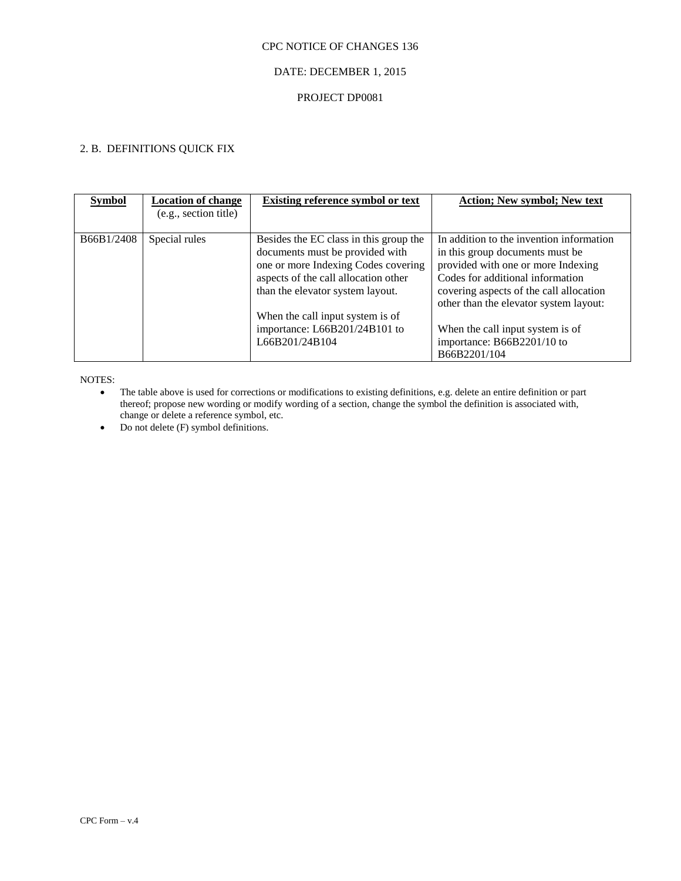CPC NOTICE OF CHANGES 136

DATE: DECEMBER 1, 2015

PROJECT DP0081

2. B. DEFINITIONS QUICK FIX

| Symbol | Location of change (e.g., section title) | Existing reference symbol or text | Action; New symbol; New text |
|---|---|---|---|
| B66B1/2408 | Special rules | Besides the EC class in this group the documents must be provided with one or more Indexing Codes covering aspects of the call allocation other than the elevator system layout.<br><br>When the call input system is of importance: L66B201/24B101 to L66B201/24B104 | In addition to the invention information in this group documents must be provided with one or more Indexing Codes for additional information covering aspects of the call allocation other than the elevator system layout:<br><br>When the call input system is of importance: B66B2201/10 to B66B2201/104 |

NOTES:

- The table above is used for corrections or modifications to existing definitions, e.g. delete an entire definition or part thereof; propose new wording or modify wording of a section, change the symbol the definition is associated with, change or delete a reference symbol, etc.
- Do not delete (F) symbol definitions.

CPC Form – v.4